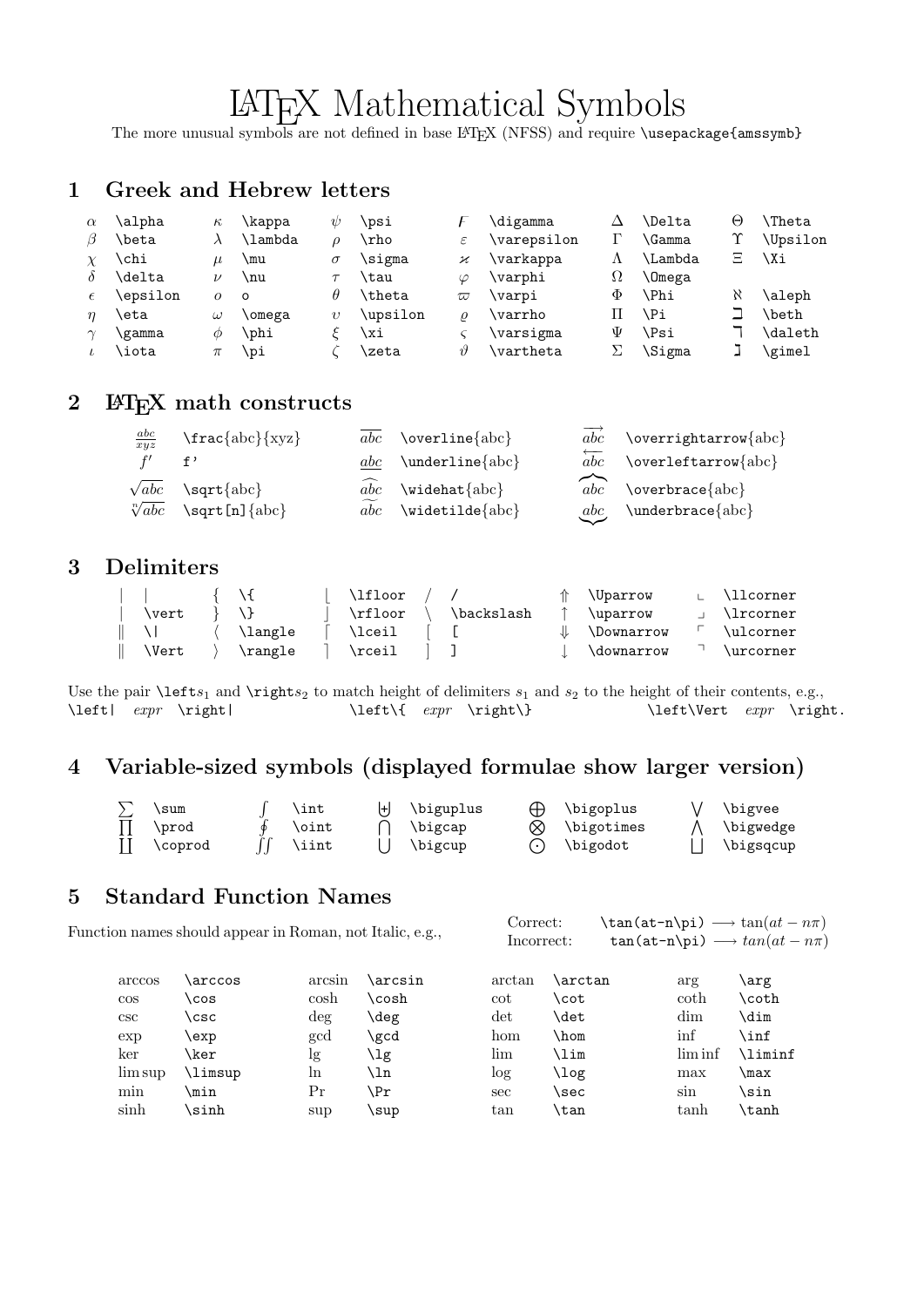# LaTeX Mathematical Symbols

The more unusual symbols are not defined in base LaTeX (NFSS) and require `\usepackage{amssymb}`

## 1 Greek and Hebrew letters

| | | | | | | | | | | | |
|---|---|---|---|---|---|---|---|---|---|---|---|
| $\alpha$ | `\alpha` | $\kappa$ | `\kappa` | $\psi$ | `\psi` | $\digamma$ | `\digamma` | $\Delta$ | `\Delta` | $\Theta$ | `\Theta` |
| $\beta$ | `\beta` | $\lambda$ | `\lambda` | $\rho$ | `\rho` | $\varepsilon$ | `\varepsilon` | $\Gamma$ | `\Gamma` | $\Upsilon$ | `\Upsilon` |
| $\chi$ | `\chi` | $\mu$ | `\mu` | $\sigma$ | `\sigma` | $\varkappa$ | `\varkappa` | $\Lambda$ | `\Lambda` | $\Xi$ | `\Xi` |
| $\delta$ | `\delta` | $\nu$ | `\nu` | $\tau$ | `\tau` | $\varphi$ | `\varphi` | $\Omega$ | `\Omega` | | |
| $\epsilon$ | `\epsilon` | $o$ | `o` | $\theta$ | `\theta` | $\varpi$ | `\varpi` | $\Phi$ | `\Phi` | $\aleph$ | `\aleph` |
| $\eta$ | `\eta` | $\omega$ | `\omega` | $\upsilon$ | `\upsilon` | $\varrho$ | `\varrho` | $\Pi$ | `\Pi` | $\beth$ | `\beth` |
| $\gamma$ | `\gamma` | $\phi$ | `\phi` | $\xi$ | `\xi` | $\varsigma$ | `\varsigma` | $\Psi$ | `\Psi` | $\daleth$ | `\daleth` |
| $\iota$ | `\iota` | $\pi$ | `\pi` | $\zeta$ | `\zeta` | $\vartheta$ | `\vartheta` | $\Sigma$ | `\Sigma` | $\gimel$ | `\gimel` |

## 2 LaTeX math constructs

| | | | | | |
|---|---|---|---|---|---|
| $\frac{abc}{xyz}$ | `\frac{abc}{xyz}` | $\overline{abc}$ | `\overline{abc}` | $\overrightarrow{abc}$ | `\overrightarrow{abc}` |
| $f'$ | `f'` | $\underline{abc}$ | `\underline{abc}` | $\overleftarrow{abc}$ | `\overleftarrow{abc}` |
| $\sqrt{abc}$ | `\sqrt{abc}` | $\widehat{abc}$ | `\widehat{abc}` | $\overbrace{abc}$ | `\overbrace{abc}` |
| $\sqrt[n]{abc}$ | `\sqrt[n]{abc}` | $\widetilde{abc}$ | `\widetilde{abc}` | $\underbrace{abc}$ | `\underbrace{abc}` |

## 3 Delimiters

| | | | | | | | | | | | |
|---|---|---|---|---|---|---|---|---|---|---|---|
| $\vert$ | `|` | $\{$ | `\{` | $\lfloor$ | `\lfloor` | $/$ | `/` | $\Uparrow$ | `\Uparrow` | $\llcorner$ | `\llcorner` |
| $\vert$ | `\vert` | $\}$ | `\}` | $\rfloor$ | `\rfloor` | $\backslash$ | `\backslash` | $\uparrow$ | `\uparrow` | $\lrcorner$ | `\lrcorner` |
| $\Vert$ | `\|` | $\langle$ | `\langle` | $\lceil$ | `\lceil` | $[$ | `[` | $\Downarrow$ | `\Downarrow` | $\ulcorner$ | `\ulcorner` |
| $\Vert$ | `\Vert` | $\rangle$ | `\rangle` | $\rceil$ | `\rceil` | $]$ | `]` | $\downarrow$ | `\downarrow` | $\urcorner$ | `\urcorner` |

Use the pair `\left`$s_1$ and `\right`$s_2$ to match height of delimiters $s_1$ and $s_2$ to the height of their contents, e.g., `\left|` *expr* `\right|`   `\left\{` *expr* `\right\}`   `\left\Vert` *expr* `\right.`

## 4 Variable-sized symbols (displayed formulae show larger version)

| | | | | | | | | | |
|---|---|---|---|---|---|---|---|---|---|
| $\sum$ | `\sum` | $\int$ | `\int` | $\biguplus$ | `\biguplus` | $\bigoplus$ | `\bigoplus` | $\bigvee$ | `\bigvee` |
| $\prod$ | `\prod` | $\oint$ | `\oint` | $\bigcap$ | `\bigcap` | $\bigotimes$ | `\bigotimes` | $\bigwedge$ | `\bigwedge` |
| $\coprod$ | `\coprod` | $\iint$ | `\iint` | $\bigcup$ | `\bigcup` | $\bigodot$ | `\bigodot` | $\bigsqcup$ | `\bigsqcup` |

## 5 Standard Function Names

Function names should appear in Roman, not Italic, e.g.,

Correct: `\tan(at-n\pi)` $\longrightarrow \tan(at-n\pi)$
Incorrect: `tan(at-n\pi)` $\longrightarrow tan(at-n\pi)$

| | | | | | | | |
|---|---|---|---|---|---|---|---|
| $\arccos$ | `\arccos` | $\arcsin$ | `\arcsin` | $\arctan$ | `\arctan` | $\arg$ | `\arg` |
| $\cos$ | `\cos` | $\cosh$ | `\cosh` | $\cot$ | `\cot` | $\coth$ | `\coth` |
| $\csc$ | `\csc` | $\deg$ | `\deg` | $\det$ | `\det` | $\dim$ | `\dim` |
| $\exp$ | `\exp` | $\gcd$ | `\gcd` | $\hom$ | `\hom` | $\inf$ | `\inf` |
| $\ker$ | `\ker` | $\lg$ | `\lg` | $\lim$ | `\lim` | $\liminf$ | `\liminf` |
| $\limsup$ | `\limsup` | $\ln$ | `\ln` | $\log$ | `\log` | $\max$ | `\max` |
| $\min$ | `\min` | $\Pr$ | `\Pr` | $\sec$ | `\sec` | $\sin$ | `\sin` |
| $\sinh$ | `\sinh` | $\sup$ | `\sup` | $\tan$ | `\tan` | $\tanh$ | `\tanh` |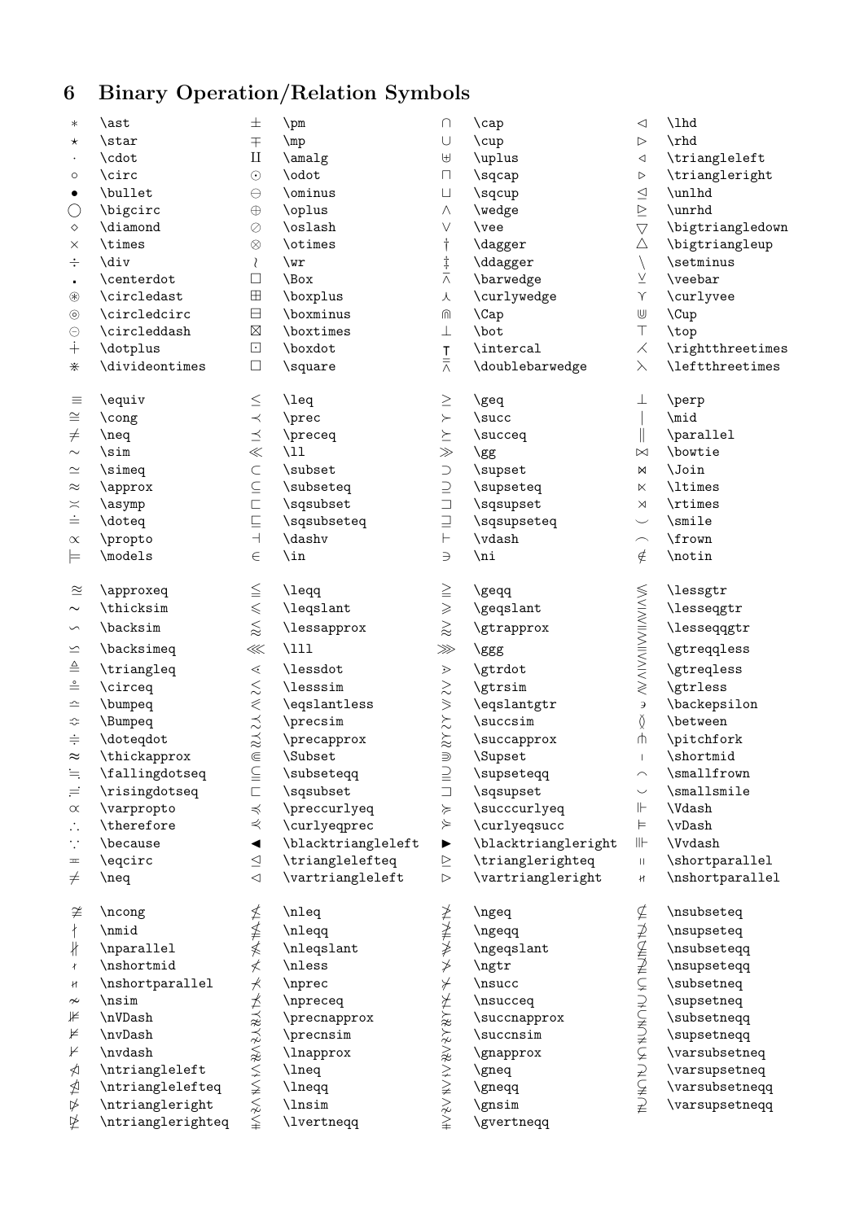## 6 Binary Operation/Relation Symbols

| | | | | | | | |
|---|---|---|---|---|---|---|---|
| $\ast$ | \ast | $\pm$ | \pm | $\cap$ | \cap | $\lhd$ | \lhd |
| $\star$ | \star | $\mp$ | \mp | $\cup$ | \cup | $\rhd$ | \rhd |
| $\cdot$ | \cdot | $\amalg$ | \amalg | $\uplus$ | \uplus | $\triangleleft$ | \triangleleft |
| $\circ$ | \circ | $\odot$ | \odot | $\sqcap$ | \sqcap | $\triangleright$ | \triangleright |
| $\bullet$ | \bullet | $\ominus$ | \ominus | $\sqcup$ | \sqcup | $\unlhd$ | \unlhd |
| $\bigcirc$ | \bigcirc | $\oplus$ | \oplus | $\wedge$ | \wedge | $\unrhd$ | \unrhd |
| $\diamond$ | \diamond | $\oslash$ | \oslash | $\vee$ | \vee | $\bigtriangledown$ | \bigtriangledown |
| $\times$ | \times | $\otimes$ | \otimes | $\dagger$ | \dagger | $\bigtriangleup$ | \bigtriangleup |
| $\div$ | \div | $\wr$ | \wr | $\ddagger$ | \ddagger | $\setminus$ | \setminus |
| $\centerdot$ | \centerdot | $\Box$ | \Box | $\barwedge$ | \barwedge | $\veebar$ | \veebar |
| $\circledast$ | \circledast | $\boxplus$ | \boxplus | $\curlywedge$ | \curlywedge | $\curlyvee$ | \curlyvee |
| $\circledcirc$ | \circledcirc | $\boxminus$ | \boxminus | $\Cap$ | \Cap | $\Cup$ | \Cup |
| $\circleddash$ | \circleddash | $\boxtimes$ | \boxtimes | $\bot$ | \bot | $\top$ | \top |
| $\dotplus$ | \dotplus | $\boxdot$ | \boxdot | $\intercal$ | \intercal | $\rightthreetimes$ | \rightthreetimes |
| $\divideontimes$ | \divideontimes | $\square$ | \square | $\doublebarwedge$ | \doublebarwedge | $\leftthreetimes$ | \leftthreetimes |

| | | | | | | | |
|---|---|---|---|---|---|---|---|
| $\equiv$ | \equiv | $\leq$ | \leq | $\geq$ | \geq | $\perp$ | \perp |
| $\cong$ | \cong | $\prec$ | \prec | $\succ$ | \succ | $\mid$ | \mid |
| $\neq$ | \neq | $\preceq$ | \preceq | $\succeq$ | \succeq | $\parallel$ | \parallel |
| $\sim$ | \sim | $\ll$ | \ll | $\gg$ | \gg | $\bowtie$ | \bowtie |
| $\simeq$ | \simeq | $\subset$ | \subset | $\supset$ | \supset | $\Join$ | \Join |
| $\approx$ | \approx | $\subseteq$ | \subseteq | $\supseteq$ | \supseteq | $\ltimes$ | \ltimes |
| $\asymp$ | \asymp | $\sqsubset$ | \sqsubset | $\sqsupset$ | \sqsupset | $\rtimes$ | \rtimes |
| $\doteq$ | \doteq | $\sqsubseteq$ | \sqsubseteq | $\sqsupseteq$ | \sqsupseteq | $\smile$ | \smile |
| $\propto$ | \propto | $\dashv$ | \dashv | $\vdash$ | \vdash | $\frown$ | \frown |
| $\models$ | \models | $\in$ | \in | $\ni$ | \ni | $\notin$ | \notin |

| | | | | | | | |
|---|---|---|---|---|---|---|---|
| $\approxeq$ | \approxeq | $\leqq$ | \leqq | $\geqq$ | \geqq | $\lessgtr$ | \lessgtr |
| $\thicksim$ | \thicksim | $\leqslant$ | \leqslant | $\geqslant$ | \geqslant | $\lesseqgtr$ | \lesseqgtr |
| $\backsim$ | \backsim | $\lessapprox$ | \lessapprox | $\gtrapprox$ | \gtrapprox | $\lesseqqgtr$ | \lesseqqgtr |
| $\backsimeq$ | \backsimeq | $\lll$ | \lll | $\ggg$ | \ggg | $\gtreqqless$ | \gtreqqless |
| $\triangleq$ | \triangleq | $\lessdot$ | \lessdot | $\gtrdot$ | \gtrdot | $\gtreqless$ | \gtreqless |
| $\circeq$ | \circeq | $\lesssim$ | \lesssim | $\gtrsim$ | \gtrsim | $\gtrless$ | \gtrless |
| $\bumpeq$ | \bumpeq | $\eqslantless$ | \eqslantless | $\eqslantgtr$ | \eqslantgtr | $\backepsilon$ | \backepsilon |
| $\Bumpeq$ | \Bumpeq | $\precsim$ | \precsim | $\succsim$ | \succsim | $\between$ | \between |
| $\doteqdot$ | \doteqdot | $\precapprox$ | \precapprox | $\succapprox$ | \succapprox | $\pitchfork$ | \pitchfork |
| $\thickapprox$ | \thickapprox | $\Subset$ | \Subset | $\Supset$ | \Supset | $\shortmid$ | \shortmid |
| $\fallingdotseq$ | \fallingdotseq | $\subseteqq$ | \subseteqq | $\supseteqq$ | \supseteqq | $\smallfrown$ | \smallfrown |
| $\risingdotseq$ | \risingdotseq | $\sqsubset$ | \sqsubset | $\sqsupset$ | \sqsupset | $\smallsmile$ | \smallsmile |
| $\varpropto$ | \varpropto | $\preccurlyeq$ | \preccurlyeq | $\succcurlyeq$ | \succcurlyeq | $\Vdash$ | \Vdash |
| $\therefore$ | \therefore | $\curlyeqprec$ | \curlyeqprec | $\curlyeqsucc$ | \curlyeqsucc | $\vDash$ | \vDash |
| $\because$ | \because | $\blacktriangleleft$ | \blacktriangleleft | $\blacktriangleright$ | \blacktriangleright | $\Vvdash$ | \Vvdash |
| $\eqcirc$ | \eqcirc | $\trianglelefteq$ | \trianglelefteq | $\trianglerighteq$ | \trianglerighteq | $\shortparallel$ | \shortparallel |
| $\neq$ | \neq | $\vartriangleleft$ | \vartriangleleft | $\vartriangleright$ | \vartriangleright | $\nshortparallel$ | \nshortparallel |

| | | | | | | | |
|---|---|---|---|---|---|---|---|
| $\ncong$ | \ncong | $\nleq$ | \nleq | $\ngeq$ | \ngeq | $\nsubseteq$ | \nsubseteq |
| $\nmid$ | \nmid | $\nleqq$ | \nleqq | $\ngeqq$ | \ngeqq | $\nsupseteq$ | \nsupseteq |
| $\nparallel$ | \nparallel | $\nleqslant$ | \nleqslant | $\ngeqslant$ | \ngeqslant | $\nsubseteqq$ | \nsubseteqq |
| $\nshortmid$ | \nshortmid | $\nless$ | \nless | $\ngtr$ | \ngtr | $\nsupseteqq$ | \nsupseteqq |
| $\nshortparallel$ | \nshortparallel | $\nprec$ | \nprec | $\nsucc$ | \nsucc | $\subsetneq$ | \subsetneq |
| $\nsim$ | \nsim | $\npreceq$ | \npreceq | $\nsucceq$ | \nsucceq | $\supsetneq$ | \supsetneq |
| $\nVDash$ | \nVDash | $\precnapprox$ | \precnapprox | $\succnapprox$ | \succnapprox | $\subsetneqq$ | \subsetneqq |
| $\nvDash$ | \nvDash | $\precnsim$ | \precnsim | $\succnsim$ | \succnsim | $\supsetneqq$ | \supsetneqq |
| $\nvdash$ | \nvdash | $\lnapprox$ | \lnapprox | $\gnapprox$ | \gnapprox | $\varsubsetneq$ | \varsubsetneq |
| $\ntriangleleft$ | \ntriangleleft | $\lneq$ | \lneq | $\gneq$ | \gneq | $\varsupsetneq$ | \varsupsetneq |
| $\ntrianglelefteq$ | \ntrianglelefteq | $\lneqq$ | \lneqq | $\gneqq$ | \gneqq | $\varsubsetneqq$ | \varsubsetneqq |
| $\ntriangleright$ | \ntriangleright | $\lnsim$ | \lnsim | $\gnsim$ | \gnsim | $\varsupsetneqq$ | \varsupsetneqq |
| $\ntrianglerighteq$ | \ntrianglerighteq | $\lvertneqq$ | \lvertneqq | $\gvertneqq$ | \gvertneqq | | |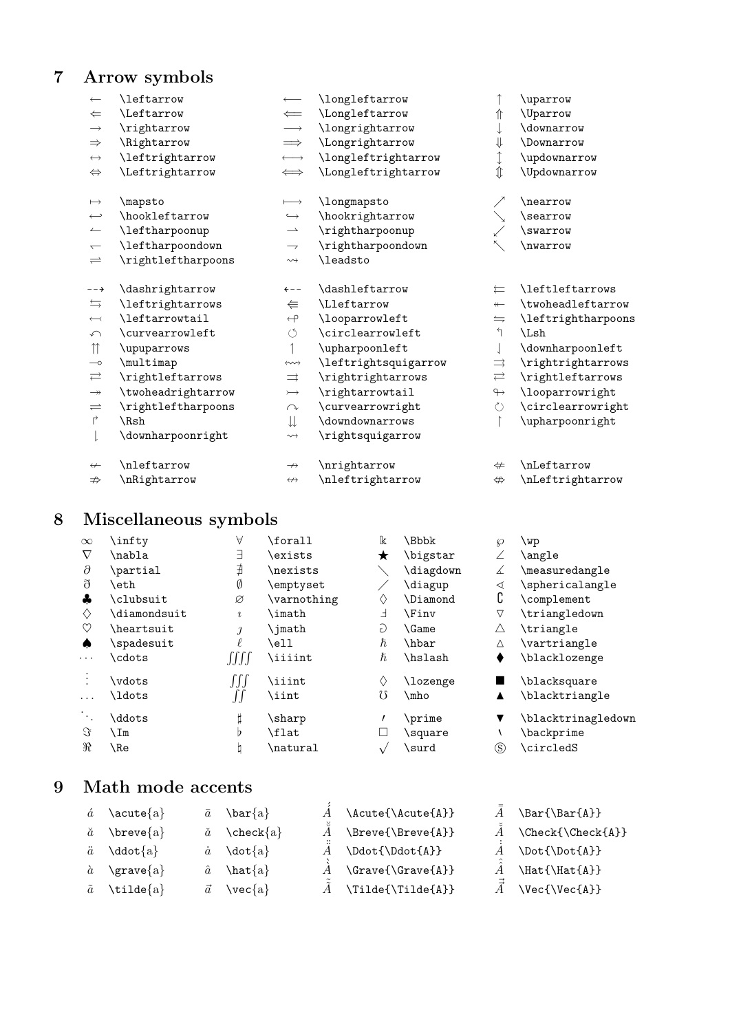## 7 Arrow symbols

| | | | | | |
|---|---|---|---|---|---|
| $\leftarrow$ | `\leftarrow` | $\longleftarrow$ | `\longleftarrow` | $\uparrow$ | `\uparrow` |
| $\Leftarrow$ | `\Leftarrow` | $\Longleftarrow$ | `\Longleftarrow` | $\Uparrow$ | `\Uparrow` |
| $\rightarrow$ | `\rightarrow` | $\longrightarrow$ | `\longrightarrow` | $\downarrow$ | `\downarrow` |
| $\Rightarrow$ | `\Rightarrow` | $\Longrightarrow$ | `\Longrightarrow` | $\Downarrow$ | `\Downarrow` |
| $\leftrightarrow$ | `\leftrightarrow` | $\longleftrightarrow$ | `\longleftrightarrow` | $\updownarrow$ | `\updownarrow` |
| $\Leftrightarrow$ | `\Leftrightarrow` | $\Longleftrightarrow$ | `\Longleftrightarrow` | $\Updownarrow$ | `\Updownarrow` |
| $\mapsto$ | `\mapsto` | $\longmapsto$ | `\longmapsto` | $\nearrow$ | `\nearrow` |
| $\hookleftarrow$ | `\hookleftarrow` | $\hookrightarrow$ | `\hookrightarrow` | $\searrow$ | `\searrow` |
| $\leftharpoonup$ | `\leftharpoonup` | $\rightharpoonup$ | `\rightharpoonup` | $\swarrow$ | `\swarrow` |
| $\leftharpoondown$ | `\leftharpoondown` | $\rightharpoondown$ | `\rightharpoondown` | $\nwarrow$ | `\nwarrow` |
| $\rightleftharpoons$ | `\rightleftharpoons` | $\leadsto$ | `\leadsto` | | |
| $\dashrightarrow$ | `\dashrightarrow` | $\dashleftarrow$ | `\dashleftarrow` | $\leftleftarrows$ | `\leftleftarrows` |
| $\leftrightarrows$ | `\leftrightarrows` | $\Lleftarrow$ | `\Lleftarrow` | $\twoheadleftarrow$ | `\twoheadleftarrow` |
| $\leftarrowtail$ | `\leftarrowtail` | $\looparrowleft$ | `\looparrowleft` | $\leftrightharpoons$ | `\leftrightharpoons` |
| $\curvearrowleft$ | `\curvearrowleft` | $\circlearrowleft$ | `\circlearrowleft` | $\Lsh$ | `\Lsh` |
| $\upuparrows$ | `\upuparrows` | $\upharpoonleft$ | `\upharpoonleft` | $\downharpoonleft$ | `\downharpoonleft` |
| $\multimap$ | `\multimap` | $\leftrightsquigarrow$ | `\leftrightsquigarrow` | $\rightrightarrows$ | `\rightrightarrows` |
| $\rightleftarrows$ | `\rightleftarrows` | $\rightrightarrows$ | `\rightrightarrows` | $\rightleftarrows$ | `\rightleftarrows` |
| $\twoheadrightarrow$ | `\twoheadrightarrow` | $\rightarrowtail$ | `\rightarrowtail` | $\looparrowright$ | `\looparrowright` |
| $\rightleftharpoons$ | `\rightleftharpoons` | $\curvearrowright$ | `\curvearrowright` | $\circlearrowright$ | `\circlearrowright` |
| $\Rsh$ | `\Rsh` | $\downdownarrows$ | `\downdownarrows` | $\upharpoonright$ | `\upharpoonright` |
| $\downharpoonright$ | `\downharpoonright` | $\rightsquigarrow$ | `\rightsquigarrow` | | |
| $\nleftarrow$ | `\nleftarrow` | $\nrightarrow$ | `\nrightarrow` | $\nLeftarrow$ | `\nLeftarrow` |
| $\nRightarrow$ | `\nRightarrow` | $\nleftrightarrow$ | `\nleftrightarrow` | $\nLeftrightarrow$ | `\nLeftrightarrow` |

## 8 Miscellaneous symbols

| | | | | | | | |
|---|---|---|---|---|---|---|---|
| $\infty$ | `\infty` | $\forall$ | `\forall` | $\Bbbk$ | `\Bbbk` | $\wp$ | `\wp` |
| $\nabla$ | `\nabla` | $\exists$ | `\exists` | $\bigstar$ | `\bigstar` | $\angle$ | `\angle` |
| $\partial$ | `\partial` | $\nexists$ | `\nexists` | $\diagdown$ | `\diagdown` | $\measuredangle$ | `\measuredangle` |
| $\eth$ | `\eth` | $\emptyset$ | `\emptyset` | $\diagup$ | `\diagup` | $\sphericalangle$ | `\sphericalangle` |
| $\clubsuit$ | `\clubsuit` | $\varnothing$ | `\varnothing` | $\Diamond$ | `\Diamond` | $\complement$ | `\complement` |
| $\diamondsuit$ | `\diamondsuit` | $\imath$ | `\imath` | $\Finv$ | `\Finv` | $\triangledown$ | `\triangledown` |
| $\heartsuit$ | `\heartsuit` | $\jmath$ | `\jmath` | $\Game$ | `\Game` | $\triangle$ | `\triangle` |
| $\spadesuit$ | `\spadesuit` | $\ell$ | `\ell` | $\hbar$ | `\hbar` | $\vartriangle$ | `\vartriangle` |
| $\cdots$ | `\cdots` | $\iiiint$ | `\iiiint` | $\hslash$ | `\hslash` | $\blacklozenge$ | `\blacklozenge` |
| $\vdots$ | `\vdots` | $\iiint$ | `\iiint` | $\lozenge$ | `\lozenge` | $\blacksquare$ | `\blacksquare` |
| $\ldots$ | `\ldots` | $\iint$ | `\iint` | $\mho$ | `\mho` | $\blacktriangle$ | `\blacktriangle` |
| $\ddots$ | `\ddots` | $\sharp$ | `\sharp` | $\prime$ | `\prime` | $\blacktriangledown$ | `\blacktrinagledown` |
| $\Im$ | `\Im` | $\flat$ | `\flat` | $\square$ | `\square` | $\backprime$ | `\backprime` |
| $\Re$ | `\Re` | $\natural$ | `\natural` | $\surd$ | `\surd` | $\circledS$ | `\circledS` |

## 9 Math mode accents

| | | | | | | | |
|---|---|---|---|---|---|---|---|
| $\acute{a}$ | `\acute{a}` | $\bar{a}$ | `\bar{a}` | $\acute{\acute{A}}$ | `\Acute{\Acute{A}}` | $\bar{\bar{A}}$ | `\Bar{\Bar{A}}` |
| $\breve{a}$ | `\breve{a}` | $\check{a}$ | `\check{a}` | $\breve{\breve{A}}$ | `\Breve{\Breve{A}}` | $\check{\check{A}}$ | `\Check{\Check{A}}` |
| $\ddot{a}$ | `\ddot{a}` | $\dot{a}$ | `\dot{a}` | $\ddot{\ddot{A}}$ | `\Ddot{\Ddot{A}}` | $\dot{\dot{A}}$ | `\Dot{\Dot{A}}` |
| $\grave{a}$ | `\grave{a}` | $\hat{a}$ | `\hat{a}` | $\grave{\grave{A}}$ | `\Grave{\Grave{A}}` | $\hat{\hat{A}}$ | `\Hat{\Hat{A}}` |
| $\tilde{a}$ | `\tilde{a}` | $\vec{a}$ | `\vec{a}` | $\tilde{\tilde{A}}$ | `\Tilde{\Tilde{A}}` | $\vec{\vec{A}}$ | `\Vec{\Vec{A}}` |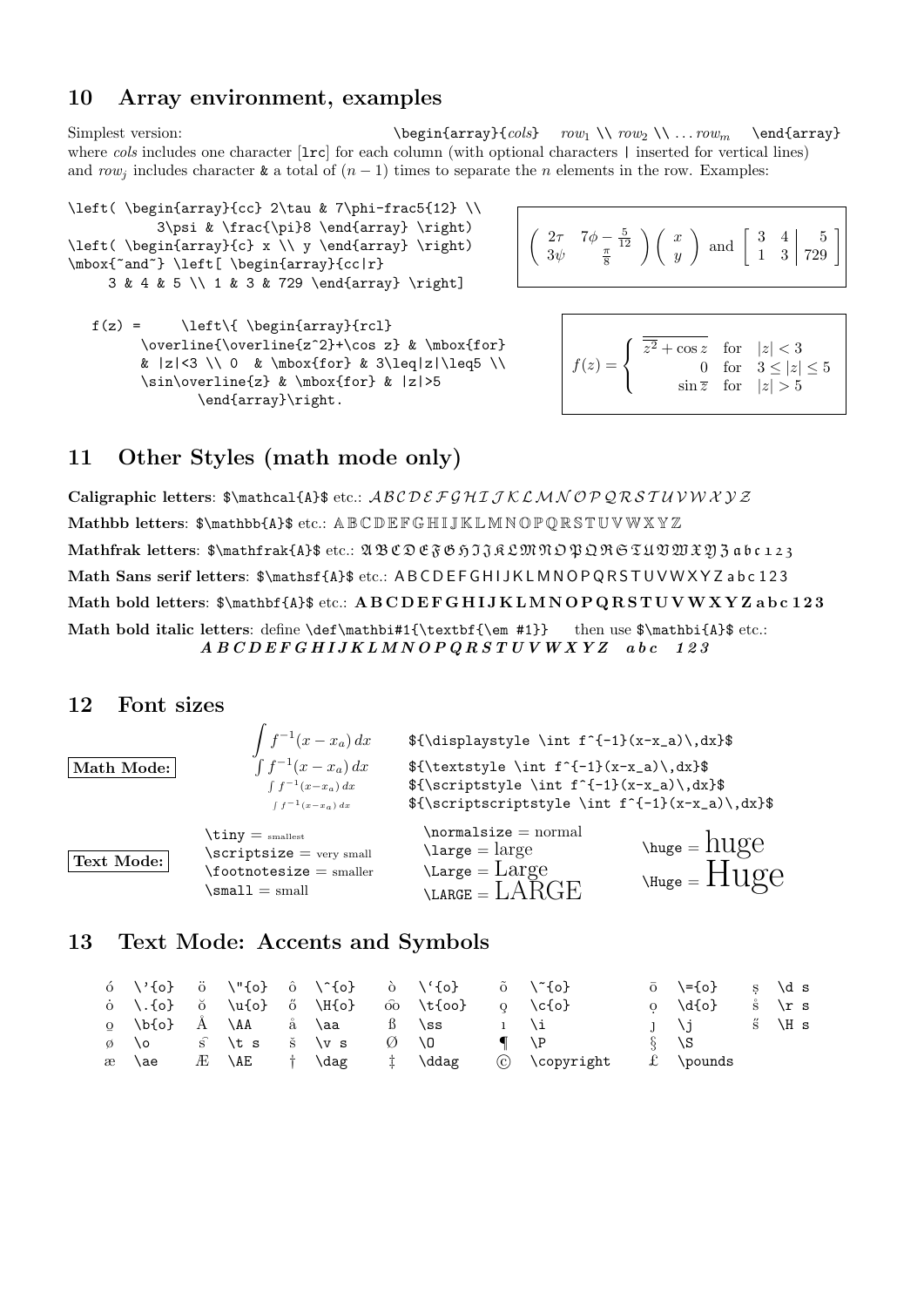## 10 Array environment, examples

Simplest version: `\begin{array}{`*cols*`}` $row_1$ `\\` $row_2$ `\\` … $row_m$ `\end{array}`
where *cols* includes one character [`lrc`] for each column (with optional characters `|` inserted for vertical lines) and $row_j$ includes character `&` a total of $(n-1)$ times to separate the $n$ elements in the row. Examples:

```
\left( \begin{array}{cc} 2\tau & 7\phi-frac5{12} \\
         3\psi & \frac{\pi}8 \end{array} \right)
\left( \begin{array}{c} x \\ y \end{array} \right)
\mbox{~and~} \left[ \begin{array}{cc|r}
     3 & 4 & 5 \\ 1 & 3 & 729 \end{array} \right]
```

$$\left( \begin{array}{cc} 2\tau & 7\phi-\frac5{12} \\ 3\psi & \frac{\pi}8 \end{array} \right) \left( \begin{array}{c} x \\ y \end{array} \right) \mbox{ and } \left[ \begin{array}{cc|r} 3 & 4 & 5 \\ 1 & 3 & 729 \end{array} \right]$$

```
f(z) =      \left\{ \begin{array}{rcl}
      \overline{\overline{z^2}+\cos z} & \mbox{for}
      & |z|<3 \\ 0  & \mbox{for} & 3\leq|z|\leq5 \\
      \sin\overline{z} & \mbox{for} & |z|>5
            \end{array}\right.
```

$$f(z) = \left\{ \begin{array}{rcl} \overline{\overline{z^2}+\cos z} & \mbox{for} & |z|<3 \\ 0 & \mbox{for} & 3\leq|z|\leq5 \\ \sin\overline{z} & \mbox{for} & |z|>5 \end{array}\right.$$

## 11 Other Styles (math mode only)

**Caligraphic letters**: `$\mathcal{A}$` etc.: $\mathcal{ABCDEFGHIJKLMNOPQRSTUVWXYZ}$

**Mathbb letters**: `$\mathbb{A}$` etc.: $\mathbb{ABCDEFGHIJKLMNOPQRSTUVWXYZ}$

**Mathfrak letters**: `$\mathfrak{A}$` etc.: $\mathfrak{ABCDEFGHIJKLMNOPQRSTUVWXYZ\ abc\ 123}$

**Math Sans serif letters**: `$\mathsf{A}$` etc.: $\mathsf{ABCDEFGHIJKLMNOPQRSTUVWXYZ\ abc\ 123}$

**Math bold letters**: `$\mathbf{A}$` etc.: $\mathbf{ABCDEFGHIJKLMNOPQRSTUVWXYZ\ abc\ 123}$

**Math bold italic letters**: define `\def\mathbi#1{\textbf{\em #1}}` then use `$\mathbi{A}$` etc.:
***A B C D E F G H I J K L M N O P Q R S T U V W X Y Z   a b c   1 2 3***

## 12 Font sizes

**Math Mode:**

| | |
|---|---|
| $\displaystyle \int f^{-1}(x-x_a)\,dx$ | `${\displaystyle \int f^{-1}(x-x_a)\,dx}$` |
| $\textstyle \int f^{-1}(x-x_a)\,dx$ | `${\textstyle \int f^{-1}(x-x_a)\,dx}$` |
| $\scriptstyle \int f^{-1}(x-x_a)\,dx$ | `${\scriptstyle \int f^{-1}(x-x_a)\,dx}$` |
| $\scriptscriptstyle \int f^{-1}(x-x_a)\,dx$ | `${\scriptscriptstyle \int f^{-1}(x-x_a)\,dx}$` |

**Text Mode:**

| | | |
|---|---|---|
| `\tiny` = smallest | `\normalsize` = normal | `\huge` = huge |
| `\scriptsize` = very small | `\large` = large | `\Huge` = Huge |
| `\footnotesize` = smaller | `\Large` = Large | |
| `\small` = small | `\LARGE` = LARGE | |

## 13 Text Mode: Accents and Symbols

| | | | | | | | | | | | | | | | |
|---|---|---|---|---|---|---|---|---|---|---|---|---|---|---|---|
| ó | `\'{o}` | ö | `\"{o}` | ô | `\^{o}` | ò | `` \`{o} `` | õ | `\~{o}` | ō | `\={o}` | ş | `\d s` | | |
| ȯ | `\.{o}` | ŏ | `\u{o}` | ő | `\H{o}` | o͡o | `\t{oo}` | ǫ | `\c{o}` | ọ | `\d{o}` | s̊ | `\r s` | | |
| o̲ | `\b{o}` | Å | `\AA` | å | `\aa` | ß | `\ss` | ı | `\i` | ȷ | `\j` | s̋ | `\H s` | | |
| ø | `\o` | s͡ | `\t s` | š | `\v s` | Ø | `\O` | ¶ | `\P` | § | `\S` | | | | |
| æ | `\ae` | Æ | `\AE` | † | `\dag` | ‡ | `\ddag` | © | `\copyright` | £ | `\pounds` | | | | |